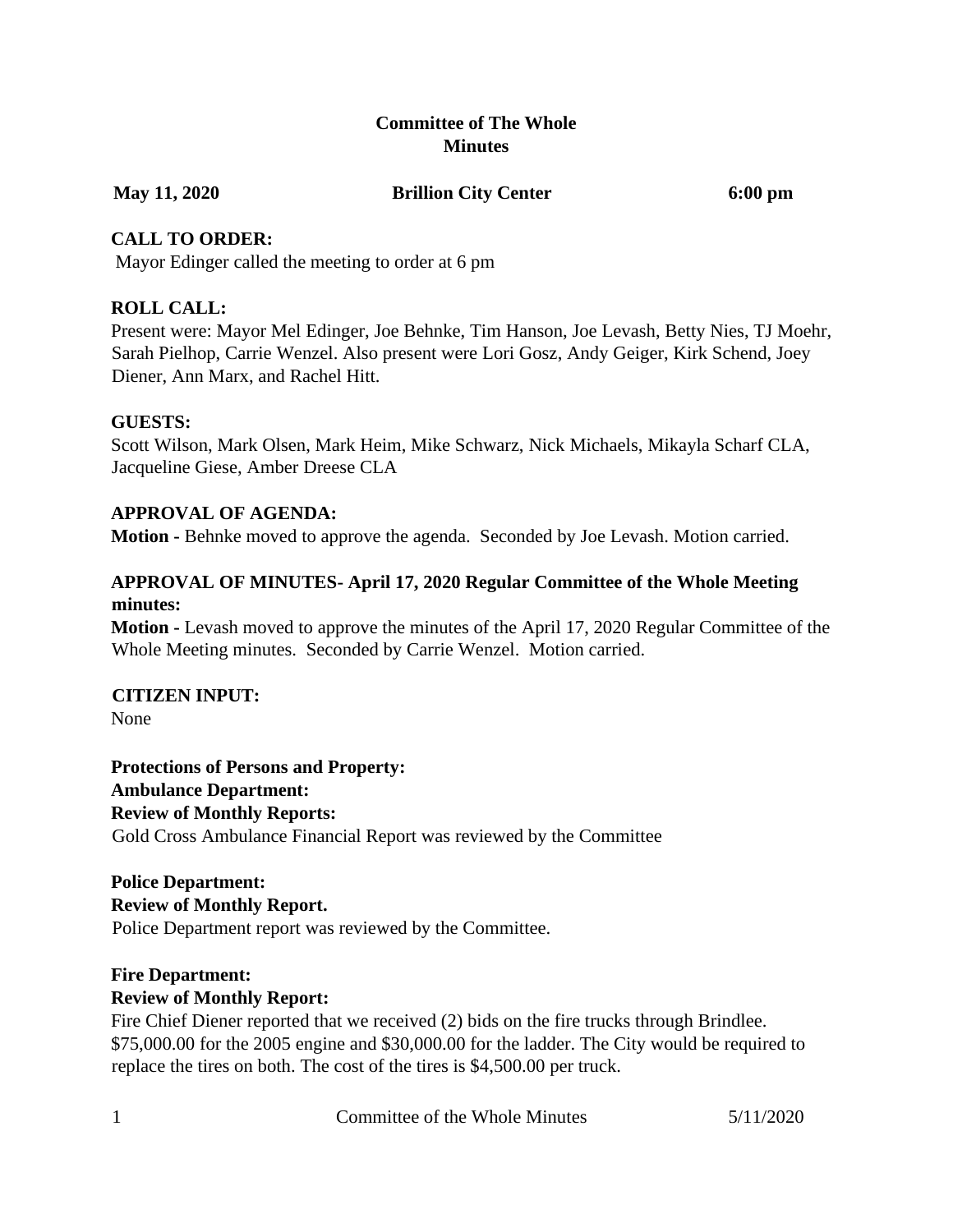**Committee of The Whole**
**Minutes**

**May 11, 2020** **Brillion City Center** **6:00 pm**

**CALL TO ORDER:**
Mayor Edinger called the meeting to order at 6 pm

**ROLL CALL:**
Present were: Mayor Mel Edinger, Joe Behnke, Tim Hanson, Joe Levash, Betty Nies, TJ Moehr, Sarah Pielhop, Carrie Wenzel. Also present were Lori Gosz, Andy Geiger, Kirk Schend, Joey Diener, Ann Marx, and Rachel Hitt.

**GUESTS:**
Scott Wilson, Mark Olsen, Mark Heim, Mike Schwarz, Nick Michaels, Mikayla Scharf CLA, Jacqueline Giese, Amber Dreese CLA

**APPROVAL OF AGENDA:**
**Motion -** Behnke moved to approve the agenda. Seconded by Joe Levash. Motion carried.

**APPROVAL OF MINUTES- April 17, 2020 Regular Committee of the Whole Meeting minutes:**
**Motion -** Levash moved to approve the minutes of the April 17, 2020 Regular Committee of the Whole Meeting minutes. Seconded by Carrie Wenzel. Motion carried.

**CITIZEN INPUT:**
None

**Protections of Persons and Property:**
**Ambulance Department:**
**Review of Monthly Reports:**
Gold Cross Ambulance Financial Report was reviewed by the Committee

**Police Department:**
**Review of Monthly Report.**
Police Department report was reviewed by the Committee.

**Fire Department:**
**Review of Monthly Report:**
Fire Chief Diener reported that we received (2) bids on the fire trucks through Brindlee. \$75,000.00 for the 2005 engine and \$30,000.00 for the ladder. The City would be required to replace the tires on both. The cost of the tires is \$4,500.00 per truck.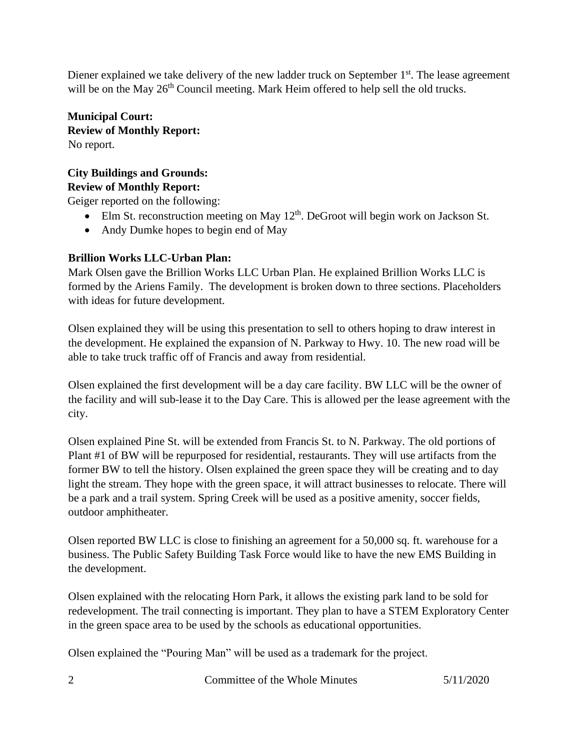Diener explained we take delivery of the new ladder truck on September 1st. The lease agreement will be on the May 26th Council meeting. Mark Heim offered to help sell the old trucks.

**Municipal Court:**
**Review of Monthly Report:**
No report.

**City Buildings and Grounds:**
**Review of Monthly Report:**
Geiger reported on the following:

- Elm St. reconstruction meeting on May 12th. DeGroot will begin work on Jackson St.
- Andy Dumke hopes to begin end of May

**Brillion Works LLC-Urban Plan:**
Mark Olsen gave the Brillion Works LLC Urban Plan. He explained Brillion Works LLC is formed by the Ariens Family. The development is broken down to three sections. Placeholders with ideas for future development.

Olsen explained they will be using this presentation to sell to others hoping to draw interest in the development. He explained the expansion of N. Parkway to Hwy. 10. The new road will be able to take truck traffic off of Francis and away from residential.

Olsen explained the first development will be a day care facility. BW LLC will be the owner of the facility and will sub-lease it to the Day Care. This is allowed per the lease agreement with the city.

Olsen explained Pine St. will be extended from Francis St. to N. Parkway. The old portions of Plant #1 of BW will be repurposed for residential, restaurants. They will use artifacts from the former BW to tell the history. Olsen explained the green space they will be creating and to day light the stream. They hope with the green space, it will attract businesses to relocate. There will be a park and a trail system. Spring Creek will be used as a positive amenity, soccer fields, outdoor amphitheater.

Olsen reported BW LLC is close to finishing an agreement for a 50,000 sq. ft. warehouse for a business. The Public Safety Building Task Force would like to have the new EMS Building in the development.

Olsen explained with the relocating Horn Park, it allows the existing park land to be sold for redevelopment. The trail connecting is important. They plan to have a STEM Exploratory Center in the green space area to be used by the schools as educational opportunities.

Olsen explained the "Pouring Man" will be used as a trademark for the project.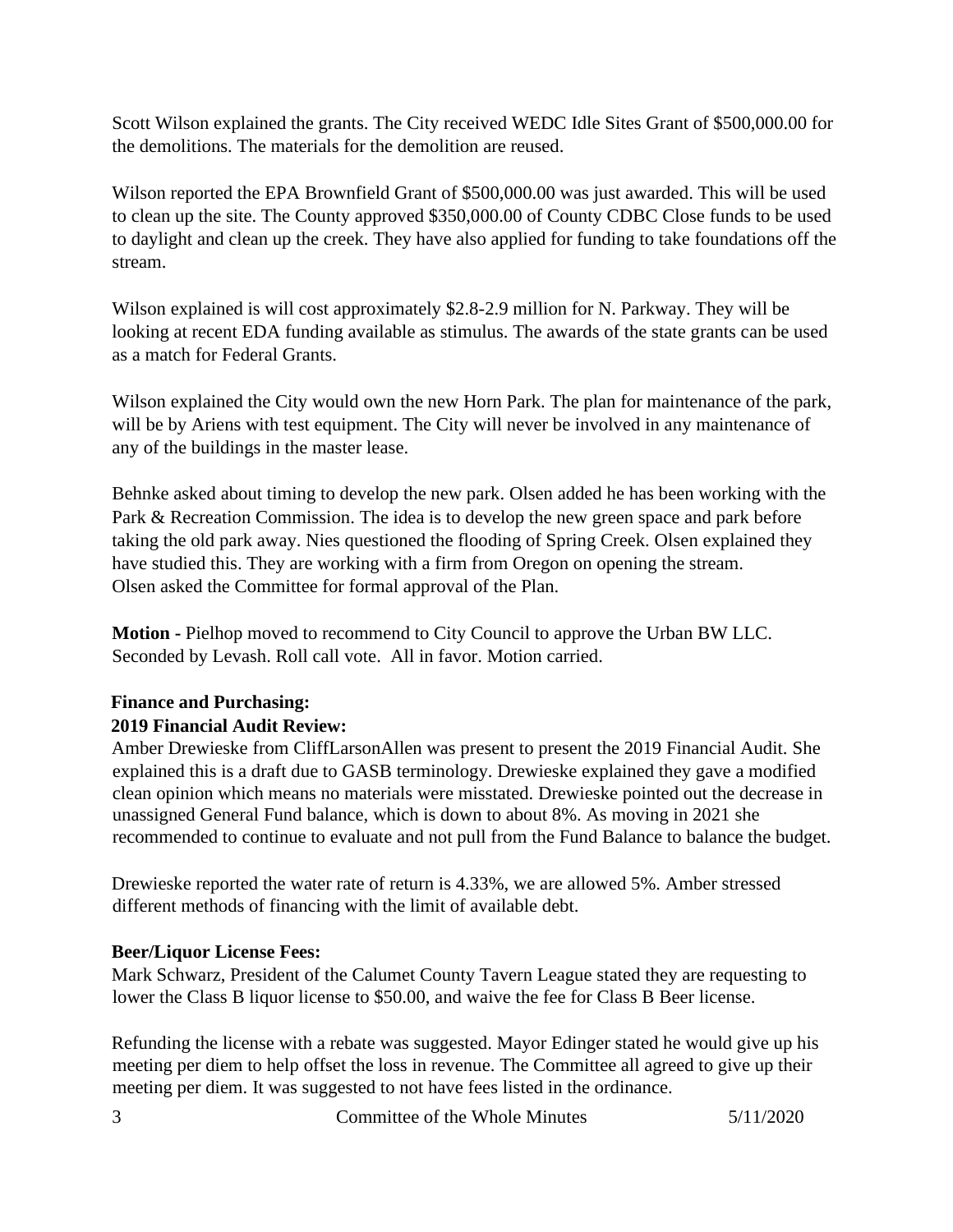Scott Wilson explained the grants. The City received WEDC Idle Sites Grant of $500,000.00 for the demolitions. The materials for the demolition are reused.

Wilson reported the EPA Brownfield Grant of $500,000.00 was just awarded. This will be used to clean up the site. The County approved $350,000.00 of County CDBC Close funds to be used to daylight and clean up the creek. They have also applied for funding to take foundations off the stream.

Wilson explained is will cost approximately $2.8-2.9 million for N. Parkway. They will be looking at recent EDA funding available as stimulus. The awards of the state grants can be used as a match for Federal Grants.

Wilson explained the City would own the new Horn Park. The plan for maintenance of the park, will be by Ariens with test equipment. The City will never be involved in any maintenance of any of the buildings in the master lease.

Behnke asked about timing to develop the new park. Olsen added he has been working with the Park & Recreation Commission. The idea is to develop the new green space and park before taking the old park away. Nies questioned the flooding of Spring Creek. Olsen explained they have studied this. They are working with a firm from Oregon on opening the stream.
Olsen asked the Committee for formal approval of the Plan.

**Motion -** Pielhop moved to recommend to City Council to approve the Urban BW LLC. Seconded by Levash. Roll call vote. All in favor. Motion carried.

**Finance and Purchasing:**

**2019 Financial Audit Review:**

Amber Drewieske from CliffLarsonAllen was present to present the 2019 Financial Audit. She explained this is a draft due to GASB terminology. Drewieske explained they gave a modified clean opinion which means no materials were misstated. Drewieske pointed out the decrease in unassigned General Fund balance, which is down to about 8%. As moving in 2021 she recommended to continue to evaluate and not pull from the Fund Balance to balance the budget.

Drewieske reported the water rate of return is 4.33%, we are allowed 5%. Amber stressed different methods of financing with the limit of available debt.

**Beer/Liquor License Fees:**

Mark Schwarz, President of the Calumet County Tavern League stated they are requesting to lower the Class B liquor license to $50.00, and waive the fee for Class B Beer license.

Refunding the license with a rebate was suggested. Mayor Edinger stated he would give up his meeting per diem to help offset the loss in revenue. The Committee all agreed to give up their meeting per diem. It was suggested to not have fees listed in the ordinance.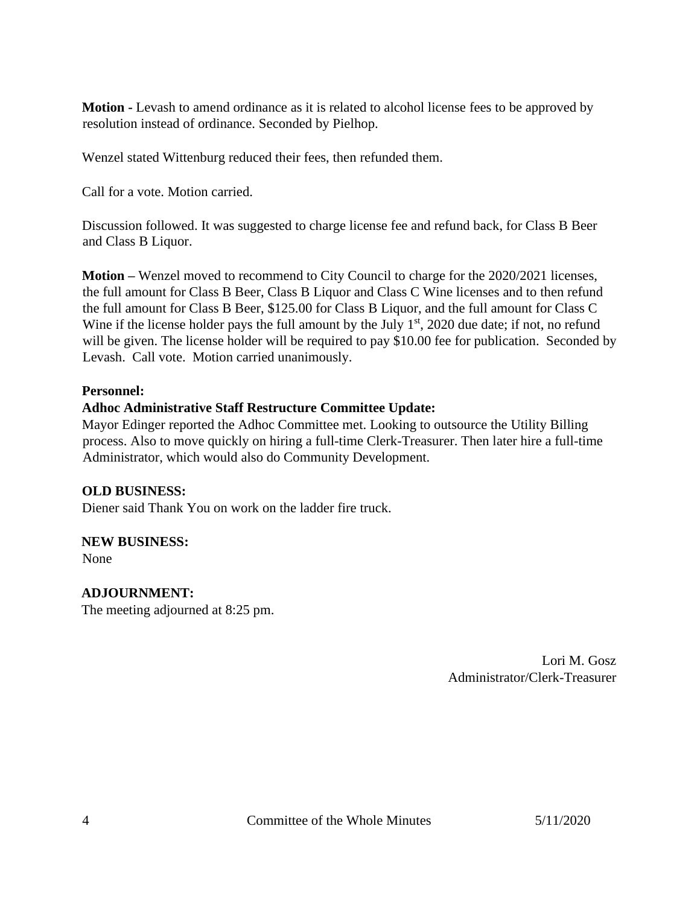**Motion -** Levash to amend ordinance as it is related to alcohol license fees to be approved by resolution instead of ordinance. Seconded by Pielhop.

Wenzel stated Wittenburg reduced their fees, then refunded them.

Call for a vote. Motion carried.

Discussion followed. It was suggested to charge license fee and refund back, for Class B Beer and Class B Liquor.

**Motion –** Wenzel moved to recommend to City Council to charge for the 2020/2021 licenses, the full amount for Class B Beer, Class B Liquor and Class C Wine licenses and to then refund the full amount for Class B Beer, $125.00 for Class B Liquor, and the full amount for Class C Wine if the license holder pays the full amount by the July 1st, 2020 due date; if not, no refund will be given. The license holder will be required to pay $10.00 fee for publication. Seconded by Levash. Call vote. Motion carried unanimously.

**Personnel:**

**Adhoc Administrative Staff Restructure Committee Update:**

Mayor Edinger reported the Adhoc Committee met. Looking to outsource the Utility Billing process. Also to move quickly on hiring a full-time Clerk-Treasurer. Then later hire a full-time Administrator, which would also do Community Development.

**OLD BUSINESS:**

Diener said Thank You on work on the ladder fire truck.

**NEW BUSINESS:**

None

**ADJOURNMENT:**

The meeting adjourned at 8:25 pm.

Lori M. Gosz
Administrator/Clerk-Treasurer